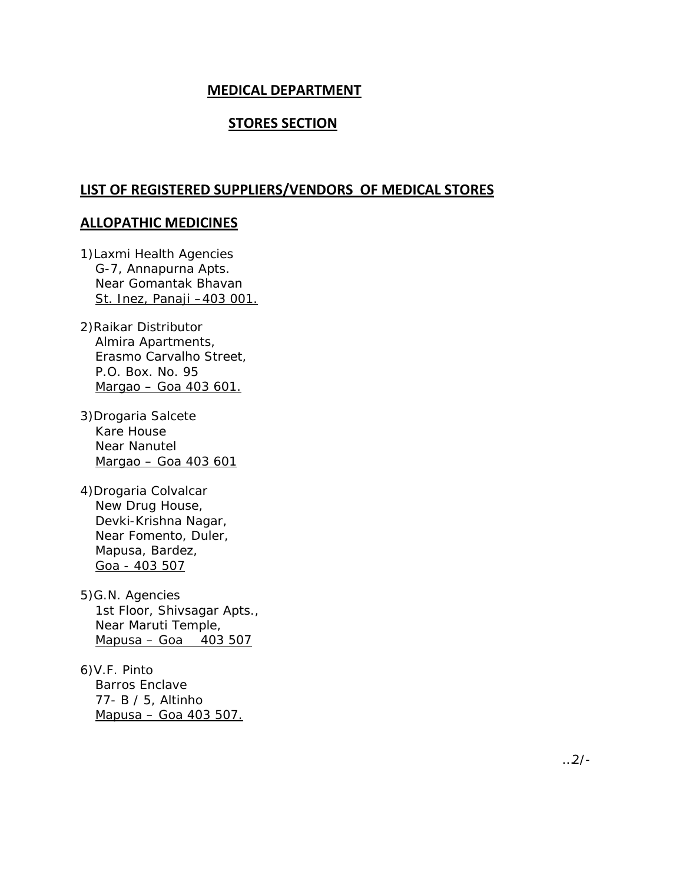# MEDICAL DEPARTMENT

## STORES SECTION

## LIST OF REGISTERED SUPPLIERS/VENDORS OF MEDICAL STORES

## ALLOPATHIC MEDICINES

1) Laxmi Health Agencies  
   G-7, Annapurna Apts.  
   Near Gomantak Bhavan  
   St. Inez, Panaji –403 001.

2) Raikar Distributor  
   Almira Apartments,  
   Erasmo Carvalho Street,  
   P.O. Box. No. 95  
   Margao – Goa 403 601.

3) Drogaria Salcete  
   Kare House  
   Near Nanutel  
   Margao – Goa 403 601

4) Drogaria Colvalcar  
   New Drug House,  
   Devki-Krishna Nagar,  
   Near Fomento, Duler,  
   Mapusa, Bardez,  
   Goa - 403 507

5) G.N. Agencies  
   1st Floor, Shivsagar Apts.,  
   Near Maruti Temple,  
   Mapusa – Goa 403 507

6) V.F. Pinto  
   Barros Enclave  
   77- B / 5, Altinho  
   Mapusa – Goa 403 507.

..2/-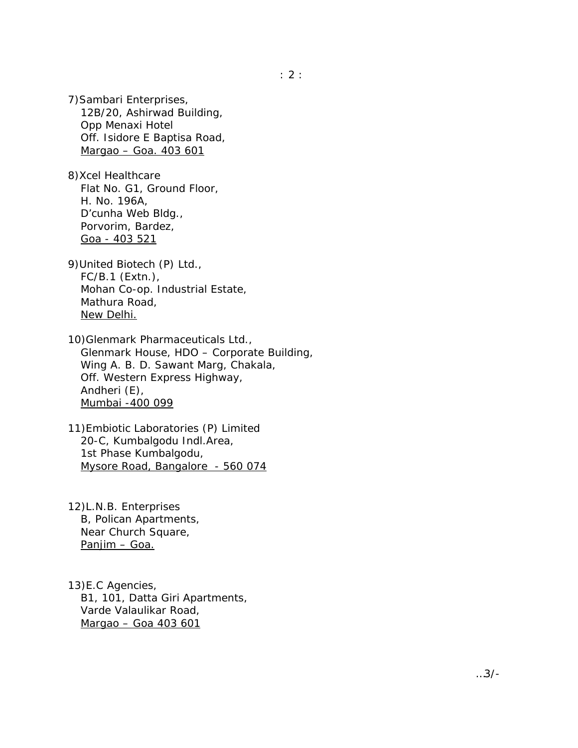7) Sambari Enterprises,
12B/20, Ashirwad Building,
Opp Menaxi Hotel
Off. Isidore E Baptisa Road,
Margao – Goa. 403 601

8) Xcel Healthcare
Flat No. G1, Ground Floor,
H. No. 196A,
D'cunha Web Bldg.,
Porvorim, Bardez,
Goa - 403 521

9) United Biotech (P) Ltd.,
FC/B.1 (Extn.),
Mohan Co-op. Industrial Estate,
Mathura Road,
New Delhi.

10) Glenmark Pharmaceuticals Ltd.,
Glenmark House, HDO – Corporate Building,
Wing A. B. D. Sawant Marg, Chakala,
Off. Western Express Highway,
Andheri (E),
Mumbai -400 099

11) Embiotic Laboratories (P) Limited
20-C, Kumbalgodu Indl.Area,
1st Phase Kumbalgodu,
Mysore Road, Bangalore - 560 074

12) L.N.B. Enterprises
B, Polican Apartments,
Near Church Square,
Panjim – Goa.

13) E.C Agencies,
B1, 101, Datta Giri Apartments,
Varde Valaulikar Road,
Margao – Goa 403 601

..3/-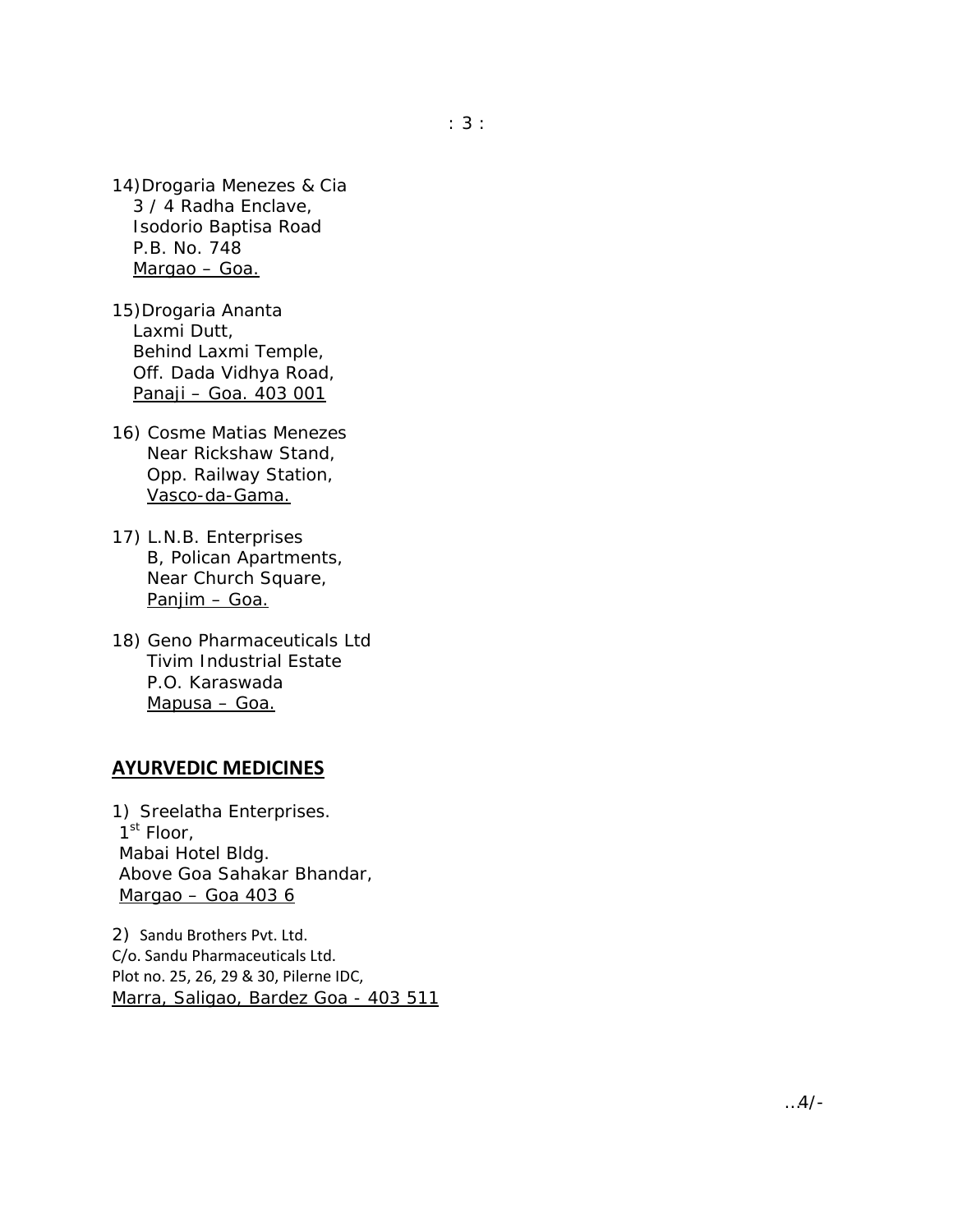14) Drogaria Menezes & Cia  
3 / 4 Radha Enclave,  
Isodorio Baptisa Road  
P.B. No. 748  
Margao – Goa.

15) Drogaria Ananta  
Laxmi Dutt,  
Behind Laxmi Temple,  
Off. Dada Vidhya Road,  
Panaji – Goa. 403 001

16) Cosme Matias Menezes  
Near Rickshaw Stand,  
Opp. Railway Station,  
Vasco-da-Gama.

17) L.N.B. Enterprises  
B, Polican Apartments,  
Near Church Square,  
Panjim – Goa.

18) Geno Pharmaceuticals Ltd  
Tivim Industrial Estate  
P.O. Karaswada  
Mapusa – Goa.

## AYURVEDIC MEDICINES

1) Sreelatha Enterprises.  
1st Floor,  
Mabai Hotel Bldg.  
Above Goa Sahakar Bhandar,  
Margao – Goa 403 6

2) Sandu Brothers Pvt. Ltd.  
C/o. Sandu Pharmaceuticals Ltd.  
Plot no. 25, 26, 29 & 30, Pilerne IDC,  
Marra, Saligao, Bardez Goa - 403 511

..4/-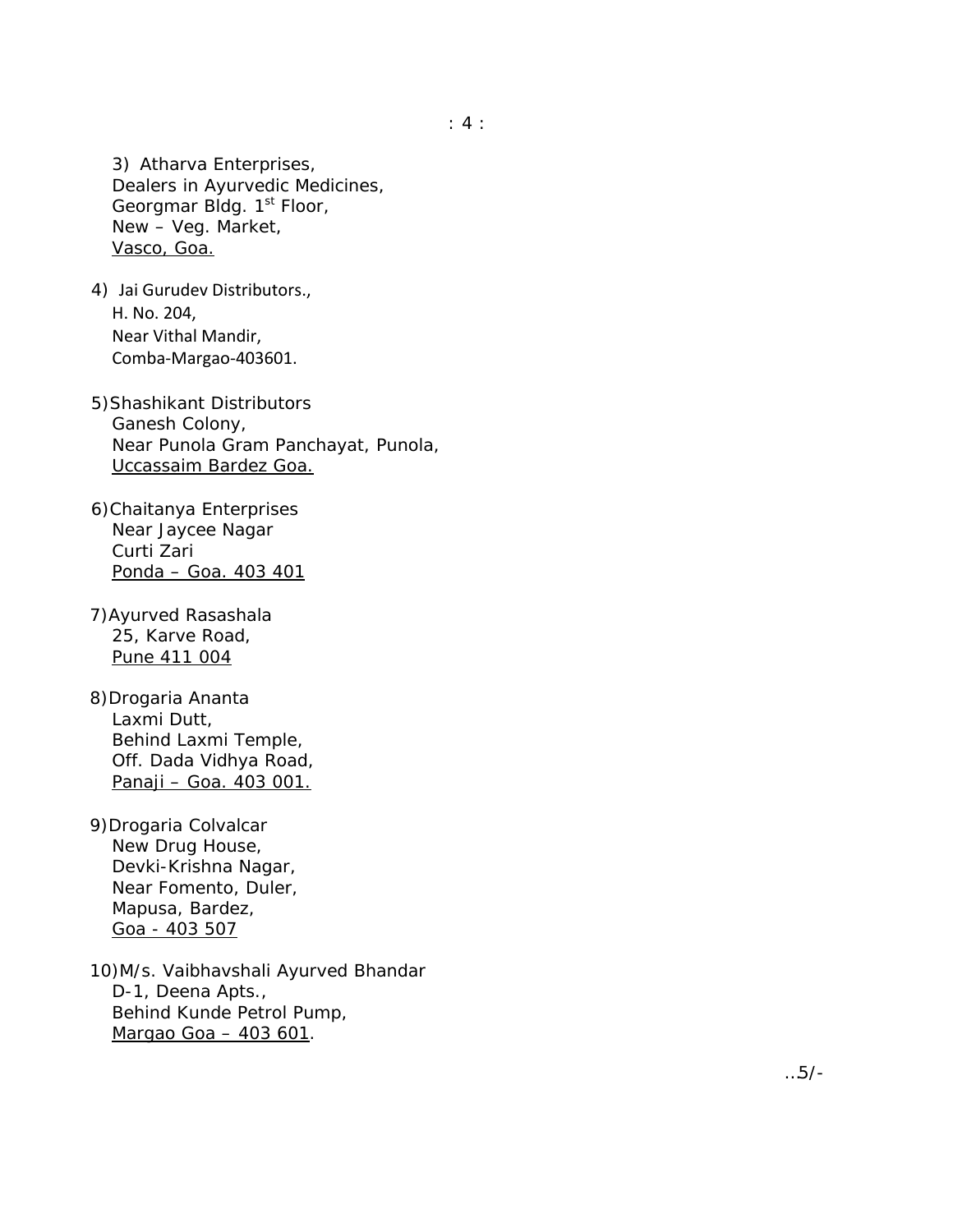3) Atharva Enterprises,
Dealers in Ayurvedic Medicines,
Georgmar Bldg. 1st Floor,
New – Veg. Market,
Vasco, Goa.

4) Jai Gurudev Distributors.,
H. No. 204,
Near Vithal Mandir,
Comba-Margao-403601.

5) Shashikant Distributors
Ganesh Colony,
Near Punola Gram Panchayat, Punola,
Uccassaim Bardez Goa.

6) Chaitanya Enterprises
Near Jaycee Nagar
Curti Zari
Ponda – Goa. 403 401

7) Ayurved Rasashala
25, Karve Road,
Pune 411 004

8) Drogaria Ananta
Laxmi Dutt,
Behind Laxmi Temple,
Off. Dada Vidhya Road,
Panaji – Goa. 403 001.

9) Drogaria Colvalcar
New Drug House,
Devki-Krishna Nagar,
Near Fomento, Duler,
Mapusa, Bardez,
Goa - 403 507

10) M/s. Vaibhavshali Ayurved Bhandar
D-1, Deena Apts.,
Behind Kunde Petrol Pump,
Margao Goa – 403 601.

..5/-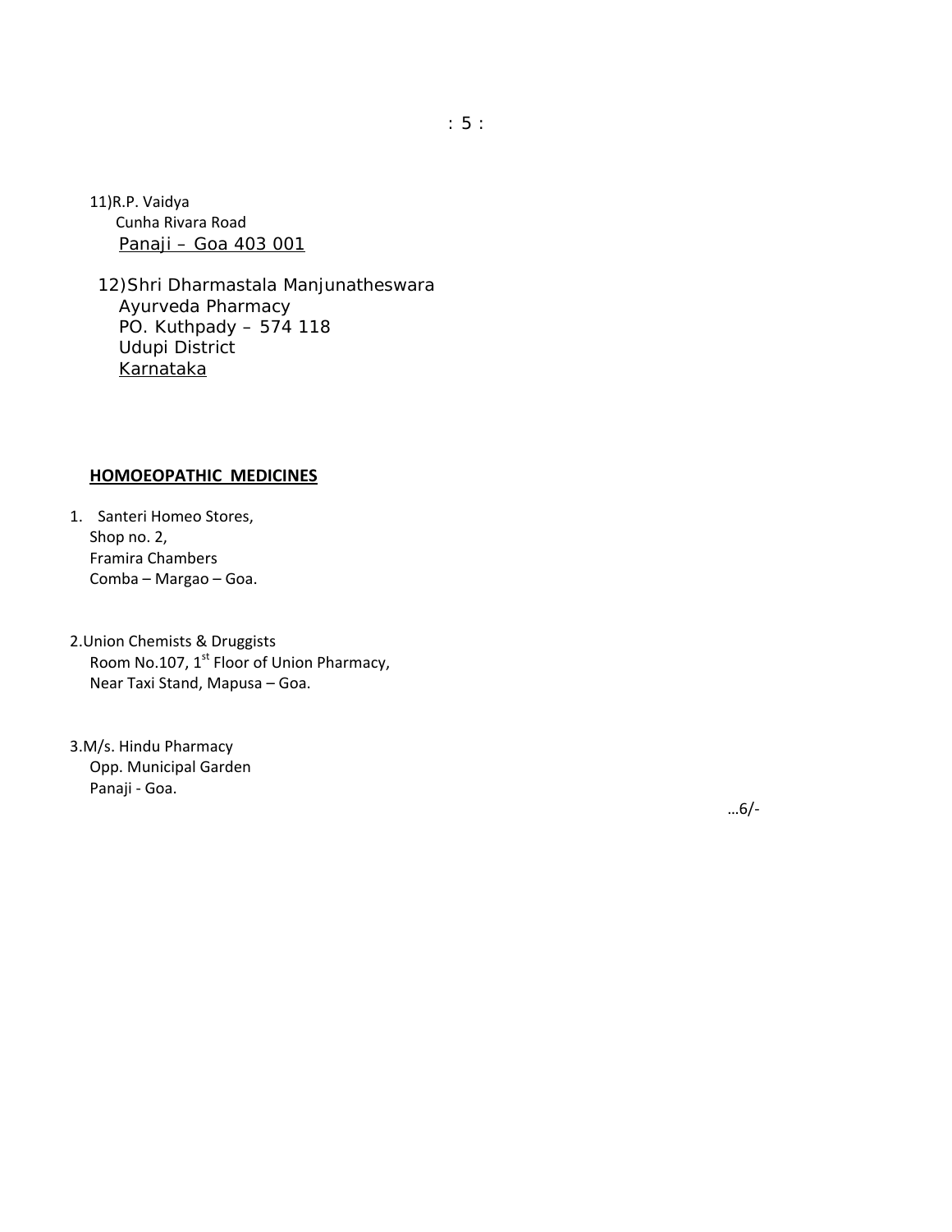11)R.P. Vaidya
Cunha Rivara Road
<u>Panaji – Goa 403 001</u>

12)Shri Dharmastala Manjunatheswara
Ayurveda Pharmacy
PO. Kuthpady – 574 118
Udupi District
<u>Karnataka</u>

## **<u>HOMOEOPATHIC MEDICINES</u>**

1. Santeri Homeo Stores,
   Shop no. 2,
   Framira Chambers
   Comba – Margao – Goa.

2. Union Chemists & Druggists
   Room No.107, 1st Floor of Union Pharmacy,
   Near Taxi Stand, Mapusa – Goa.

3. M/s. Hindu Pharmacy
   Opp. Municipal Garden
   Panaji - Goa.

…6/-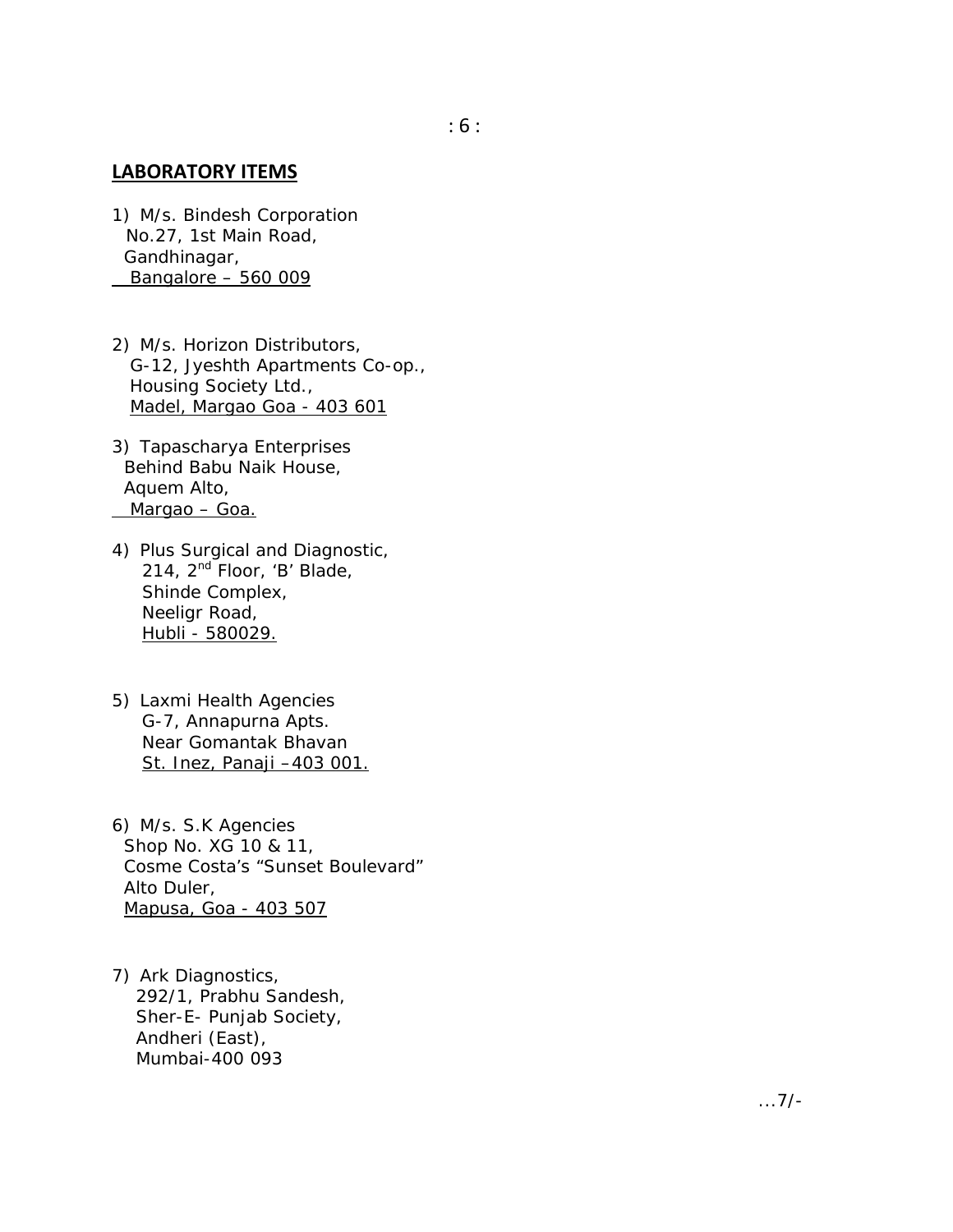## LABORATORY ITEMS

1) M/s. Bindesh Corporation
   No.27, 1st Main Road,
   Gandhinagar,
   Bangalore – 560 009

2) M/s. Horizon Distributors,
   G-12, Jyeshth Apartments Co-op.,
   Housing Society Ltd.,
   Madel, Margao Goa - 403 601

3) Tapascharya Enterprises
   Behind Babu Naik House,
   Aquem Alto,
   Margao – Goa.

4) Plus Surgical and Diagnostic,
   214, 2nd Floor, 'B' Blade,
   Shinde Complex,
   Neeligr Road,
   Hubli - 580029.

5) Laxmi Health Agencies
   G-7, Annapurna Apts.
   Near Gomantak Bhavan
   St. Inez, Panaji –403 001.

6) M/s. S.K Agencies
   Shop No. XG 10 & 11,
   Cosme Costa's "Sunset Boulevard"
   Alto Duler,
   Mapusa, Goa - 403 507

7) Ark Diagnostics,
   292/1, Prabhu Sandesh,
   Sher-E- Punjab Society,
   Andheri (East),
   Mumbai-400 093

...7/-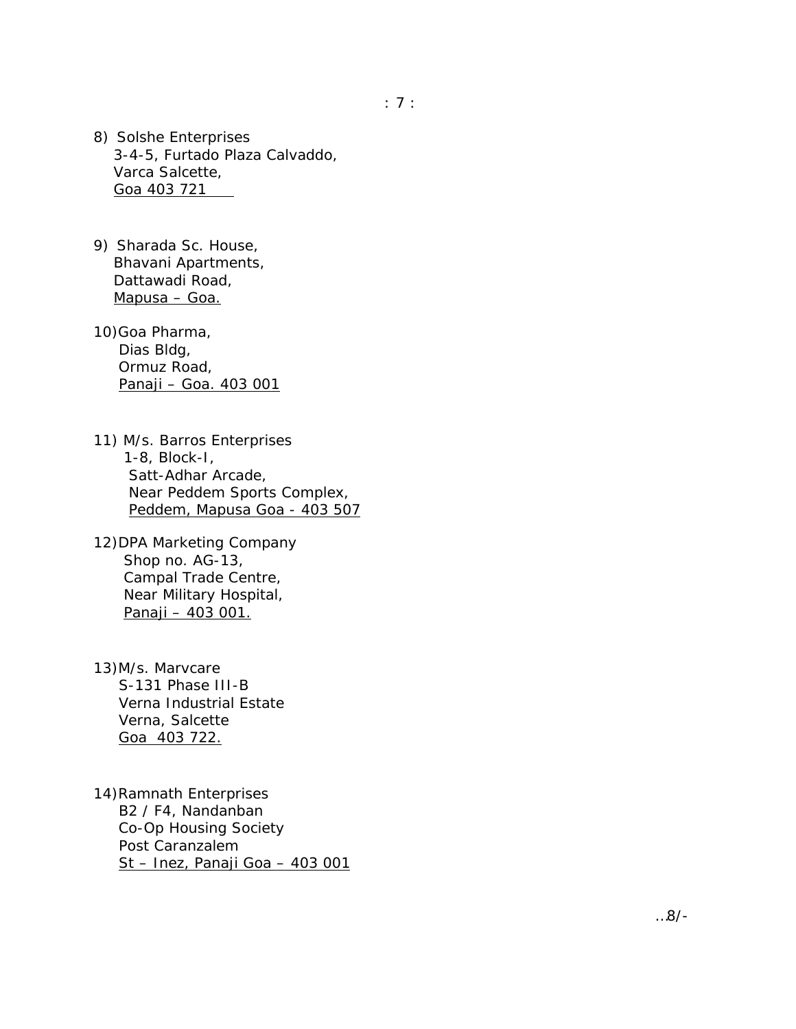8) Solshe Enterprises
   3-4-5, Furtado Plaza Calvaddo,
   Varca Salcette,
   Goa 403 721

9) Sharada Sc. House,
   Bhavani Apartments,
   Dattawadi Road,
   Mapusa – Goa.

10) Goa Pharma,
    Dias Bldg,
    Ormuz Road,
    Panaji – Goa. 403 001

11) M/s. Barros Enterprises
    1-8, Block-I,
    Satt-Adhar Arcade,
    Near Peddem Sports Complex,
    Peddem, Mapusa Goa - 403 507

12) DPA Marketing Company
    Shop no. AG-13,
    Campal Trade Centre,
    Near Military Hospital,
    Panaji – 403 001.

13) M/s. Marvcare
    S-131 Phase III-B
    Verna Industrial Estate
    Verna, Salcette
    Goa 403 722.

14) Ramnath Enterprises
    B2 / F4, Nandanban
    Co-Op Housing Society
    Post Caranzalem
    St – Inez, Panaji Goa – 403 001

..8/-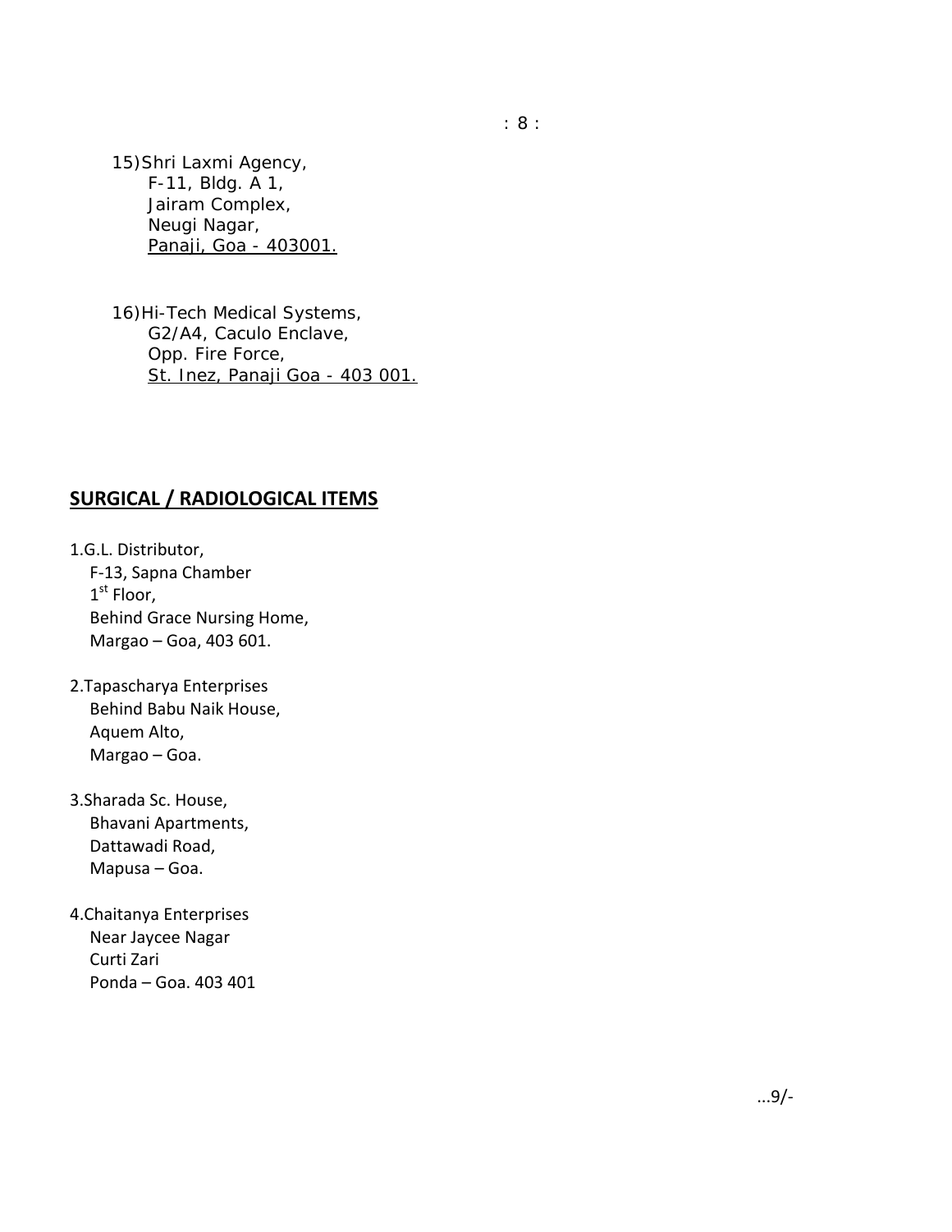15) Shri Laxmi Agency,
F-11, Bldg. A 1,
Jairam Complex,
Neugi Nagar,
Panaji, Goa - 403001.

16) Hi-Tech Medical Systems,
G2/A4, Caculo Enclave,
Opp. Fire Force,
St. Inez, Panaji Goa - 403 001.

## SURGICAL / RADIOLOGICAL ITEMS

1. G.L. Distributor,
F-13, Sapna Chamber
1st Floor,
Behind Grace Nursing Home,
Margao – Goa, 403 601.

2. Tapascharya Enterprises
Behind Babu Naik House,
Aquem Alto,
Margao – Goa.

3. Sharada Sc. House,
Bhavani Apartments,
Dattawadi Road,
Mapusa – Goa.

4. Chaitanya Enterprises
Near Jaycee Nagar
Curti Zari
Ponda – Goa. 403 401

...9/-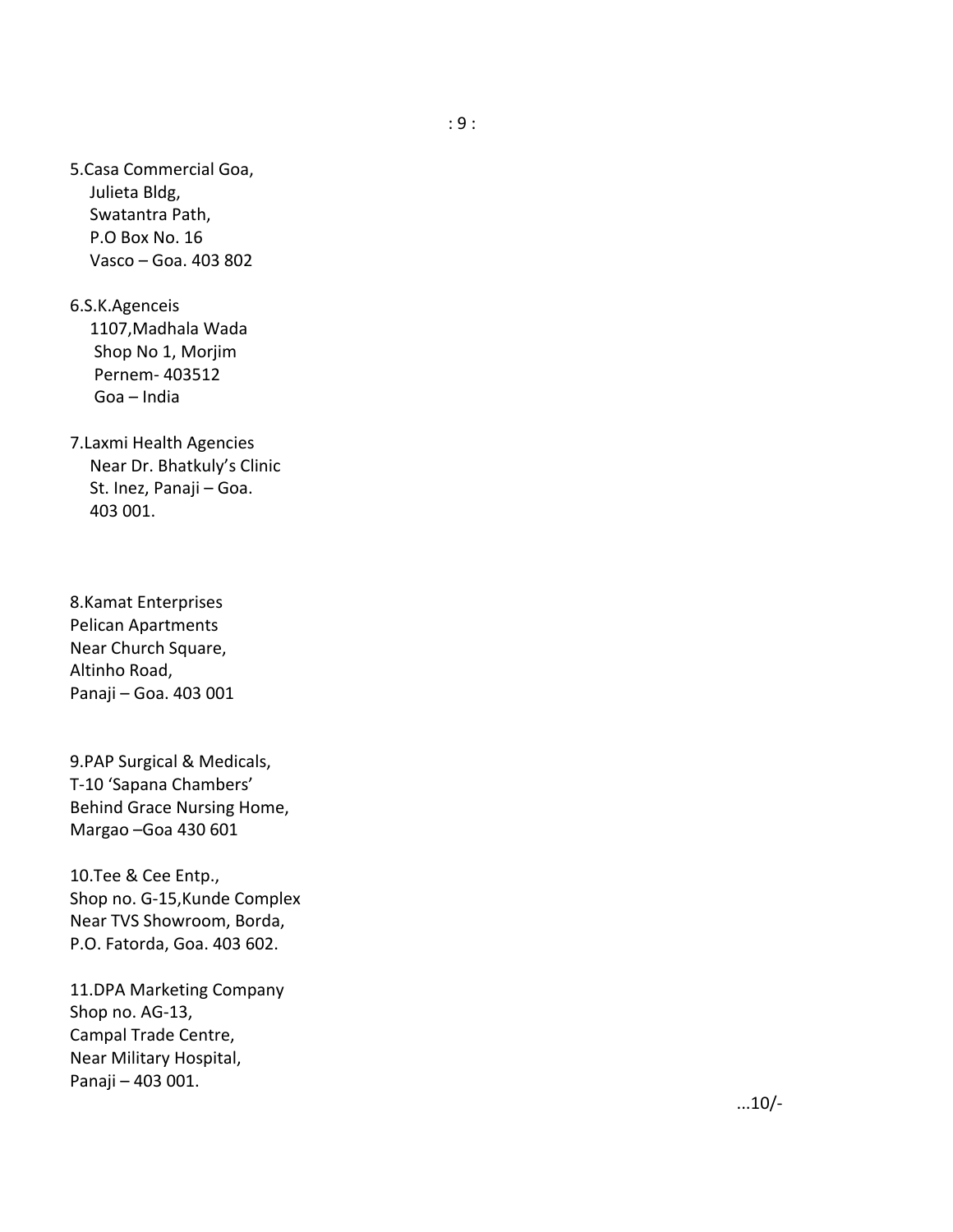5.Casa Commercial Goa,
Julieta Bldg,
Swatantra Path,
P.O Box No. 16
Vasco – Goa. 403 802

6.S.K.Agenceis
1107,Madhala Wada
Shop No 1, Morjim
Pernem- 403512
Goa – India

7.Laxmi Health Agencies
Near Dr. Bhatkuly's Clinic
St. Inez, Panaji – Goa.
403 001.

8.Kamat Enterprises
Pelican Apartments
Near Church Square,
Altinho Road,
Panaji – Goa. 403 001

9.PAP Surgical & Medicals,
T-10 'Sapana Chambers'
Behind Grace Nursing Home,
Margao –Goa 430 601

10.Tee & Cee Entp.,
Shop no. G-15,Kunde Complex
Near TVS Showroom, Borda,
P.O. Fatorda, Goa. 403 602.

11.DPA Marketing Company
Shop no. AG-13,
Campal Trade Centre,
Near Military Hospital,
Panaji – 403 001.

...10/-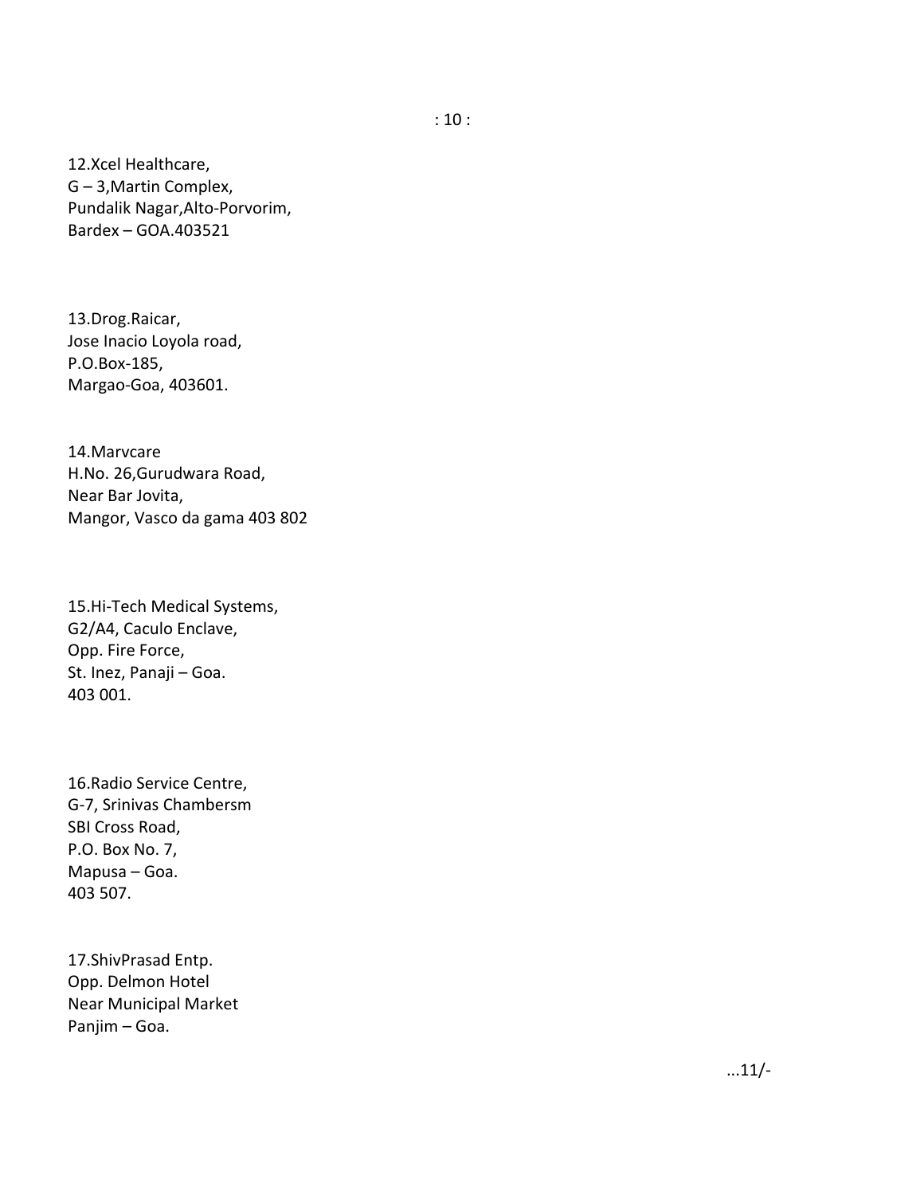12.Xcel Healthcare,  
G – 3,Martin Complex,  
Pundalik Nagar,Alto-Porvorim,  
Bardex – GOA.403521

13.Drog.Raicar,  
Jose Inacio Loyola road,  
P.O.Box-185,  
Margao-Goa, 403601.

14.Marvcare  
H.No. 26,Gurudwara Road,  
Near Bar Jovita,  
Mangor, Vasco da gama 403 802

15.Hi-Tech Medical Systems,  
G2/A4, Caculo Enclave,  
Opp. Fire Force,  
St. Inez, Panaji – Goa.  
403 001.

16.Radio Service Centre,  
G-7, Srinivas Chambersm  
SBI Cross Road,  
P.O. Box No. 7,  
Mapusa – Goa.  
403 507.

17.ShivPrasad Entp.  
Opp. Delmon Hotel  
Near Municipal Market  
Panjim – Goa.

...11/-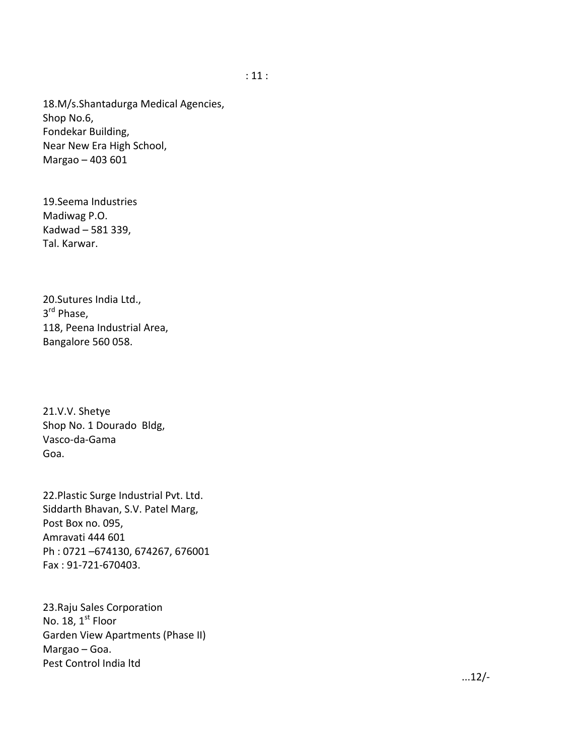18.M/s.Shantadurga Medical Agencies,
Shop No.6,
Fondekar Building,
Near New Era High School,
Margao – 403 601

19.Seema Industries
Madiwag P.O.
Kadwad – 581 339,
Tal. Karwar.

20.Sutures India Ltd.,
3rd Phase,
118, Peena Industrial Area,
Bangalore 560 058.

21.V.V. Shetye
Shop No. 1 Dourado Bldg,
Vasco-da-Gama
Goa.

22.Plastic Surge Industrial Pvt. Ltd.
Siddarth Bhavan, S.V. Patel Marg,
Post Box no. 095,
Amravati 444 601
Ph : 0721 –674130, 674267, 676001
Fax : 91-721-670403.

23.Raju Sales Corporation
No. 18, 1st Floor
Garden View Apartments (Phase II)
Margao – Goa.
Pest Control India ltd

...12/-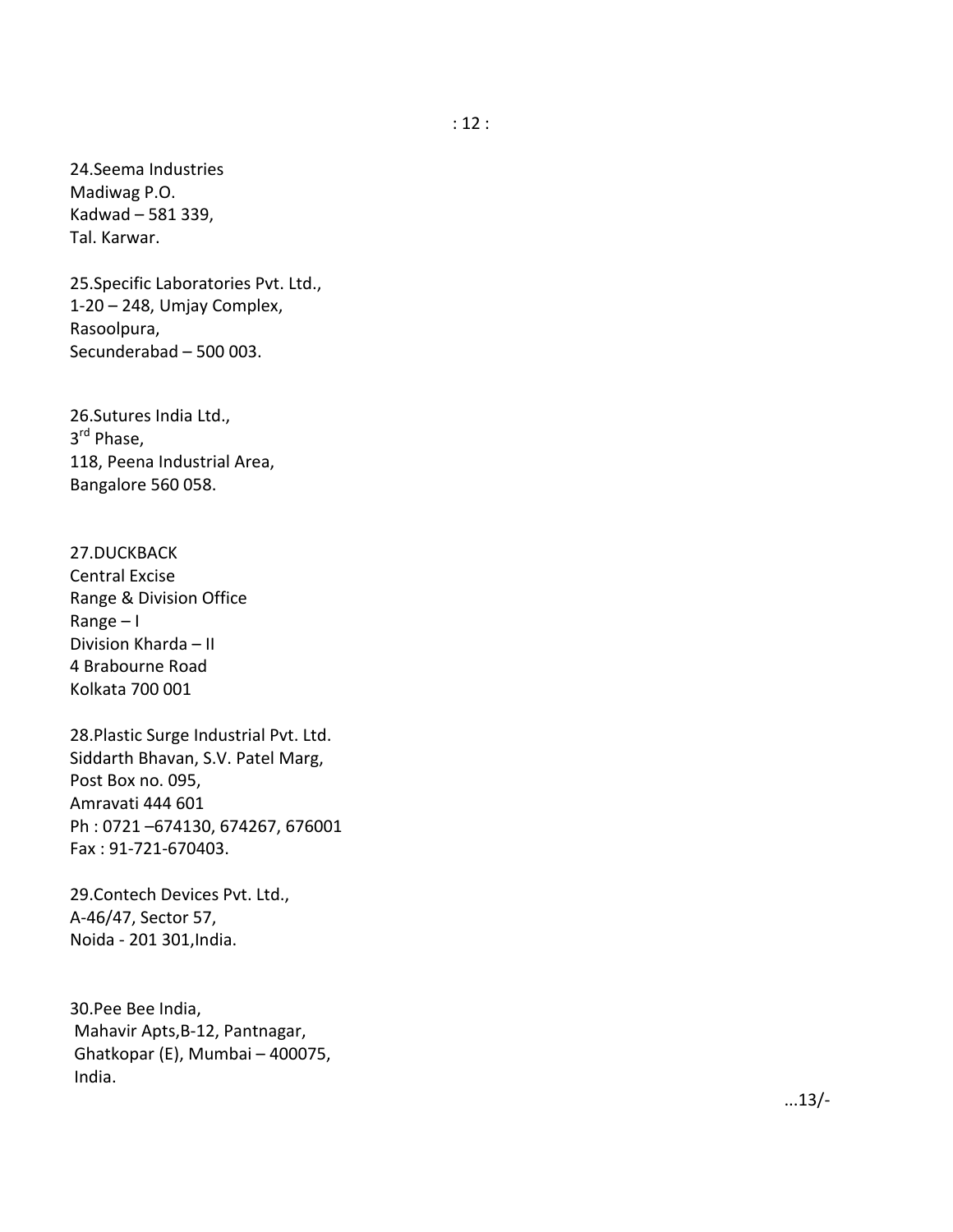24.Seema Industries
Madiwag P.O.
Kadwad – 581 339,
Tal. Karwar.

25.Specific Laboratories Pvt. Ltd.,
1-20 – 248, Umjay Complex,
Rasoolpura,
Secunderabad – 500 003.

26.Sutures India Ltd.,
3rd Phase,
118, Peena Industrial Area,
Bangalore 560 058.

27.DUCKBACK
Central Excise
Range & Division Office
Range – I
Division Kharda – II
4 Brabourne Road
Kolkata 700 001

28.Plastic Surge Industrial Pvt. Ltd.
Siddarth Bhavan, S.V. Patel Marg,
Post Box no. 095,
Amravati 444 601
Ph : 0721 –674130, 674267, 676001
Fax : 91-721-670403.

29.Contech Devices Pvt. Ltd.,
A-46/47, Sector 57,
Noida - 201 301,India.

30.Pee Bee India,
Mahavir Apts,B-12, Pantnagar,
Ghatkopar (E), Mumbai – 400075,
India.

...13/-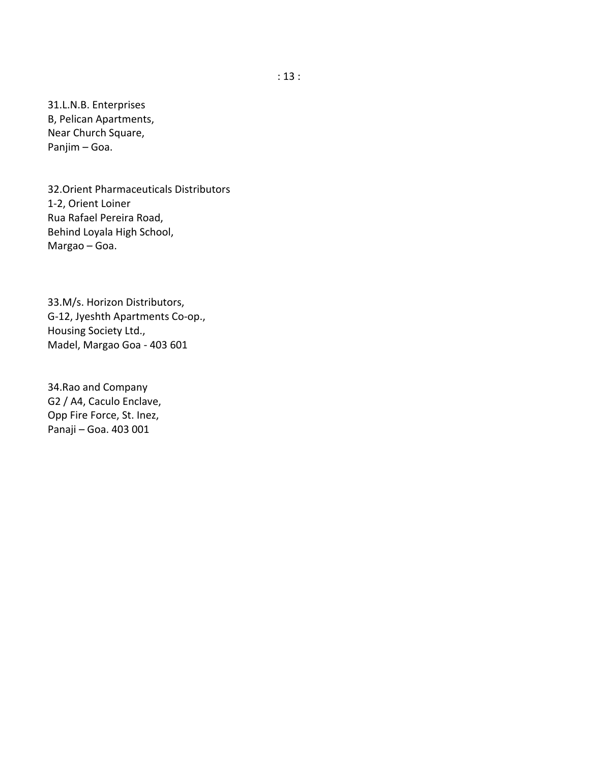31.L.N.B. Enterprises
B, Pelican Apartments,
Near Church Square,
Panjim – Goa.

32.Orient Pharmaceuticals Distributors
1-2, Orient Loiner
Rua Rafael Pereira Road,
Behind Loyala High School,
Margao – Goa.

33.M/s. Horizon Distributors,
G-12, Jyeshth Apartments Co-op.,
Housing Society Ltd.,
Madel, Margao Goa - 403 601

34.Rao and Company
G2 / A4, Caculo Enclave,
Opp Fire Force, St. Inez,
Panaji – Goa. 403 001